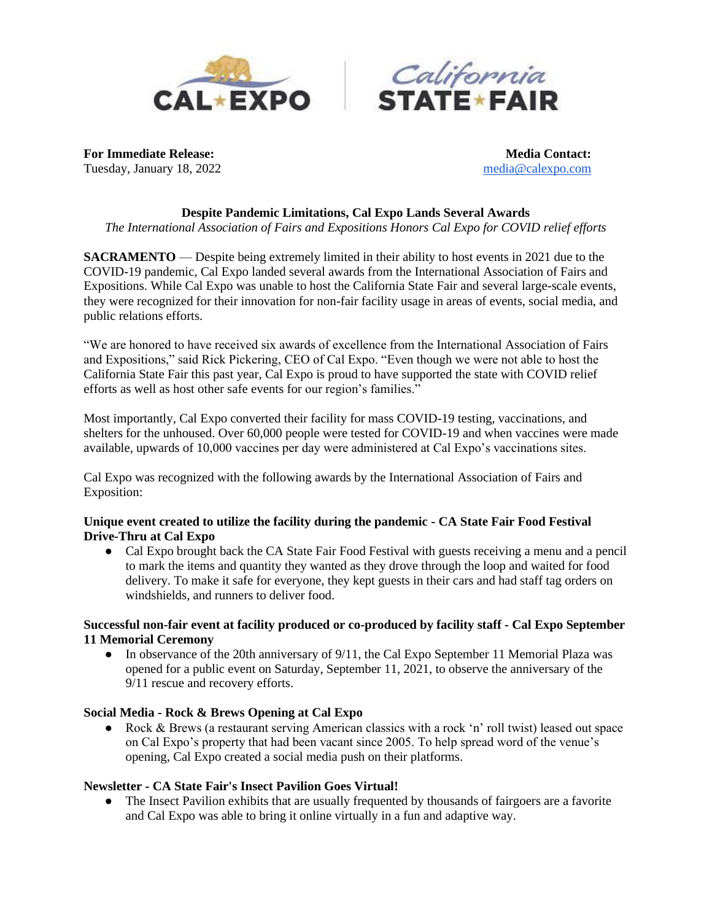CAL★EXPO | California STATE★FAIR

**For Immediate Release:**
Tuesday, January 18, 2022

**Media Contact:**
media@calexpo.com

**Despite Pandemic Limitations, Cal Expo Lands Several Awards**
*The International Association of Fairs and Expositions Honors Cal Expo for COVID relief efforts*

**SACRAMENTO** — Despite being extremely limited in their ability to host events in 2021 due to the COVID-19 pandemic, Cal Expo landed several awards from the International Association of Fairs and Expositions. While Cal Expo was unable to host the California State Fair and several large-scale events, they were recognized for their innovation for non-fair facility usage in areas of events, social media, and public relations efforts.

"We are honored to have received six awards of excellence from the International Association of Fairs and Expositions," said Rick Pickering, CEO of Cal Expo. "Even though we were not able to host the California State Fair this past year, Cal Expo is proud to have supported the state with COVID relief efforts as well as host other safe events for our region's families."

Most importantly, Cal Expo converted their facility for mass COVID-19 testing, vaccinations, and shelters for the unhoused. Over 60,000 people were tested for COVID-19 and when vaccines were made available, upwards of 10,000 vaccines per day were administered at Cal Expo's vaccinations sites.

Cal Expo was recognized with the following awards by the International Association of Fairs and Exposition:

**Unique event created to utilize the facility during the pandemic - CA State Fair Food Festival Drive-Thru at Cal Expo**

- Cal Expo brought back the CA State Fair Food Festival with guests receiving a menu and a pencil to mark the items and quantity they wanted as they drove through the loop and waited for food delivery. To make it safe for everyone, they kept guests in their cars and had staff tag orders on windshields, and runners to deliver food.

**Successful non-fair event at facility produced or co-produced by facility staff - Cal Expo September 11 Memorial Ceremony**

- In observance of the 20th anniversary of 9/11, the Cal Expo September 11 Memorial Plaza was opened for a public event on Saturday, September 11, 2021, to observe the anniversary of the 9/11 rescue and recovery efforts.

**Social Media - Rock & Brews Opening at Cal Expo**

- Rock & Brews (a restaurant serving American classics with a rock 'n' roll twist) leased out space on Cal Expo's property that had been vacant since 2005. To help spread word of the venue's opening, Cal Expo created a social media push on their platforms.

**Newsletter - CA State Fair's Insect Pavilion Goes Virtual!**

- The Insect Pavilion exhibits that are usually frequented by thousands of fairgoers are a favorite and Cal Expo was able to bring it online virtually in a fun and adaptive way.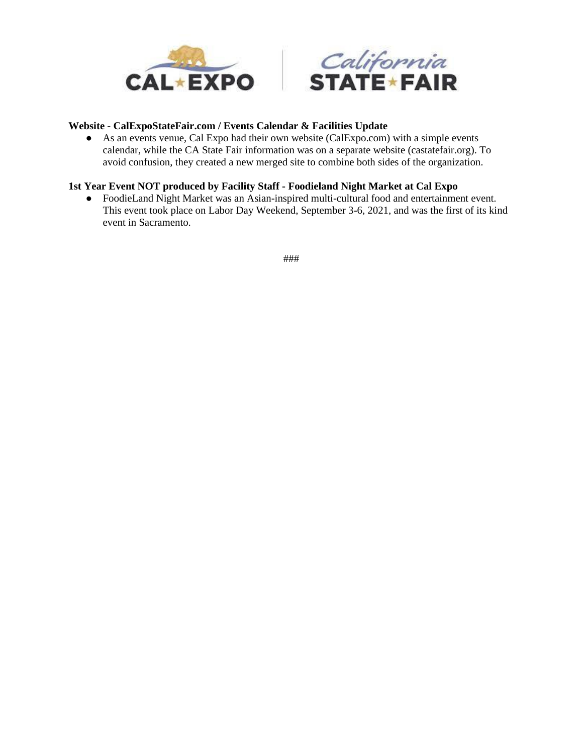**Website - CalExpoStateFair.com / Events Calendar & Facilities Update**

- As an events venue, Cal Expo had their own website (CalExpo.com) with a simple events calendar, while the CA State Fair information was on a separate website (castatefair.org). To avoid confusion, they created a new merged site to combine both sides of the organization.

**1st Year Event NOT produced by Facility Staff - Foodieland Night Market at Cal Expo**

- FoodieLand Night Market was an Asian-inspired multi-cultural food and entertainment event. This event took place on Labor Day Weekend, September 3-6, 2021, and was the first of its kind event in Sacramento.

###